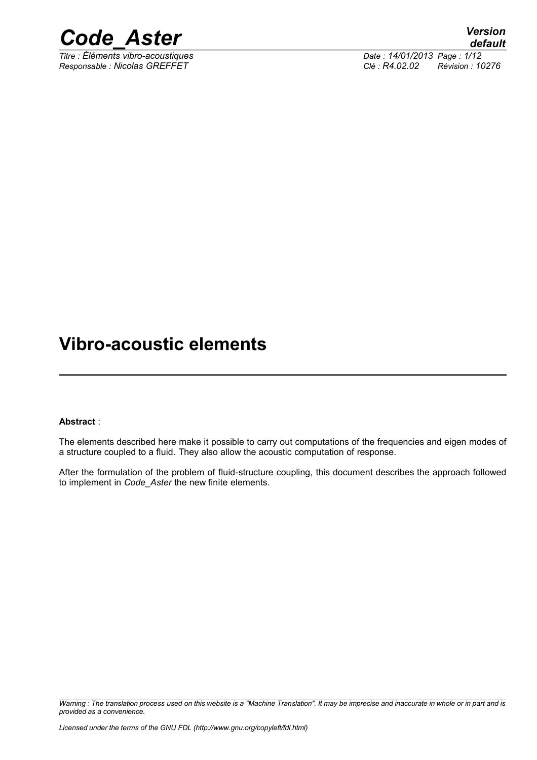# Vibro-acoustic elements

**Abstract** :

The elements described here make it possible to carry out computations of the frequencies and eigen modes of a structure coupled to a fluid. They also allow the acoustic computation of response.

After the formulation of the problem of fluid-structure coupling, this document describes the approach followed to implement in *Code_Aster* the new finite elements.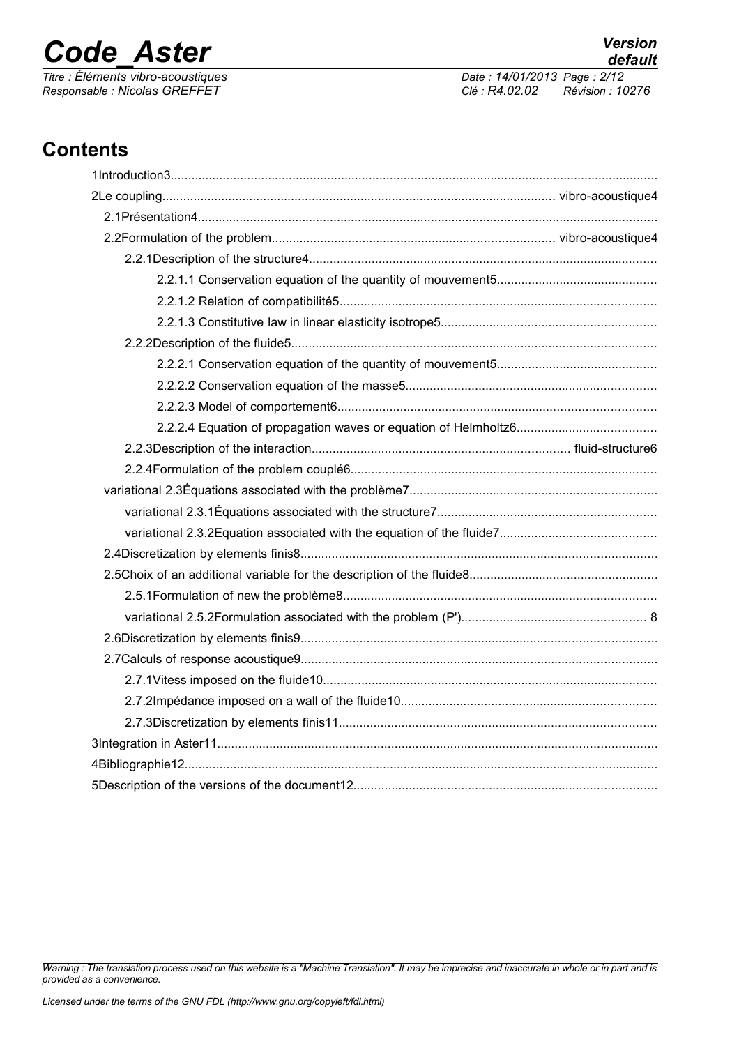## Contents

1Introduction3

2Le coupling vibro-acoustique4

2.1Présentation4

2.2Formulation of the problem vibro-acoustique4

2.2.1Description of the structure4

2.2.1.1 Conservation equation of the quantity of mouvement5

2.2.1.2 Relation of compatibilité5

2.2.1.3 Constitutive law in linear elasticity isotrope5

2.2.2Description of the fluide5

2.2.2.1 Conservation equation of the quantity of mouvement5

2.2.2.2 Conservation equation of the masse5

2.2.2.3 Model of comportement6

2.2.2.4 Equation of propagation waves or equation of Helmholtz6

2.2.3Description of the interaction fluid-structure6

2.2.4Formulation of the problem couplé6

variational 2.3Équations associated with the problème7

variational 2.3.1Équations associated with the structure7

variational 2.3.2Equation associated with the equation of the fluide7

2.4Discretization by elements finis8

2.5Choix of an additional variable for the description of the fluide8

2.5.1Formulation of new the problème8

variational 2.5.2Formulation associated with the problem (P') 8

2.6Discretization by elements finis9

2.7Calculs of response acoustique9

2.7.1Vitess imposed on the fluide10

2.7.2Impédance imposed on a wall of the fluide10

2.7.3Discretization by elements finis11

3Integration in Aster11

4Bibliographie12

5Description of the versions of the document12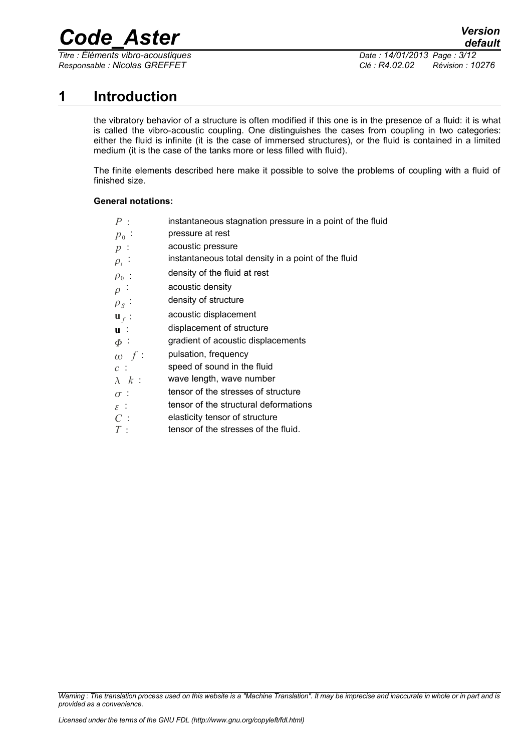# 1 Introduction

the vibratory behavior of a structure is often modified if this one is in the presence of a fluid: it is what is called the vibro-acoustic coupling. One distinguishes the cases from coupling in two categories: either the fluid is infinite (it is the case of immersed structures), or the fluid is contained in a limited medium (it is the case of the tanks more or less filled with fluid).

The finite elements described here make it possible to solve the problems of coupling with a fluid of finished size.

**General notations:**

| | |
|---|---|
| $P$ : | instantaneous stagnation pressure in a point of the fluid |
| $p_0$ : | pressure at rest |
| $p$ : | acoustic pressure |
| $\rho_t$ : | instantaneous total density in a point of the fluid |
| $\rho_0$ : | density of the fluid at rest |
| $\rho$ : | acoustic density |
| $\rho_S$ : | density of structure |
| $\mathbf{u}_f$ : | acoustic displacement |
| $\mathbf{u}$ : | displacement of structure |
| $\Phi$ : | gradient of acoustic displacements |
| $\omega \quad f$ : | pulsation, frequency |
| $c$ : | speed of sound in the fluid |
| $\lambda \quad k$ : | wave length, wave number |
| $\sigma$ : | tensor of the stresses of structure |
| $\varepsilon$ : | tensor of the structural deformations |
| $C$ : | elasticity tensor of structure |
| $T$ : | tensor of the stresses of the fluid. |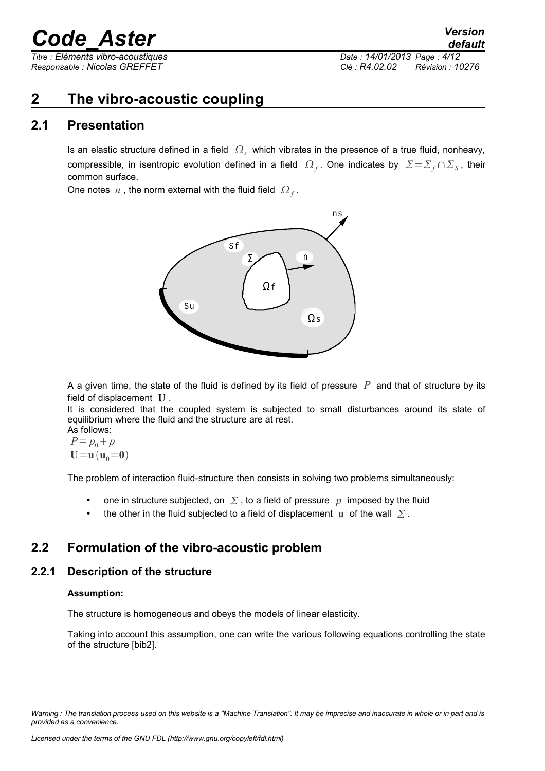# 2 The vibro-acoustic coupling

## 2.1 Presentation

Is an elastic structure defined in a field $\Omega_s$ which vibrates in the presence of a true fluid, nonheavy, compressible, in isentropic evolution defined in a field $\Omega_f$. One indicates by $\Sigma = \Sigma_f \cap \Sigma_S$, their common surface.

One notes $n$, the norm external with the fluid field $\Omega_f$.

A a given time, the state of the fluid is defined by its field of pressure $P$ and that of structure by its field of displacement $\mathbf{U}$.

It is considered that the coupled system is subjected to small disturbances around its state of equilibrium where the fluid and the structure are at rest.

As follows:

$P = p_0 + p$

$\mathbf{U} = \mathbf{u}(\mathbf{u}_0 = \mathbf{0})$

The problem of interaction fluid-structure then consists in solving two problems simultaneously:

- one in structure subjected, on $\Sigma$, to a field of pressure $p$ imposed by the fluid
- the other in the fluid subjected to a field of displacement $\mathbf{u}$ of the wall $\Sigma$.

## 2.2 Formulation of the vibro-acoustic problem

### 2.2.1 Description of the structure

**Assumption:**

The structure is homogeneous and obeys the models of linear elasticity.

Taking into account this assumption, one can write the various following equations controlling the state of the structure [bib2].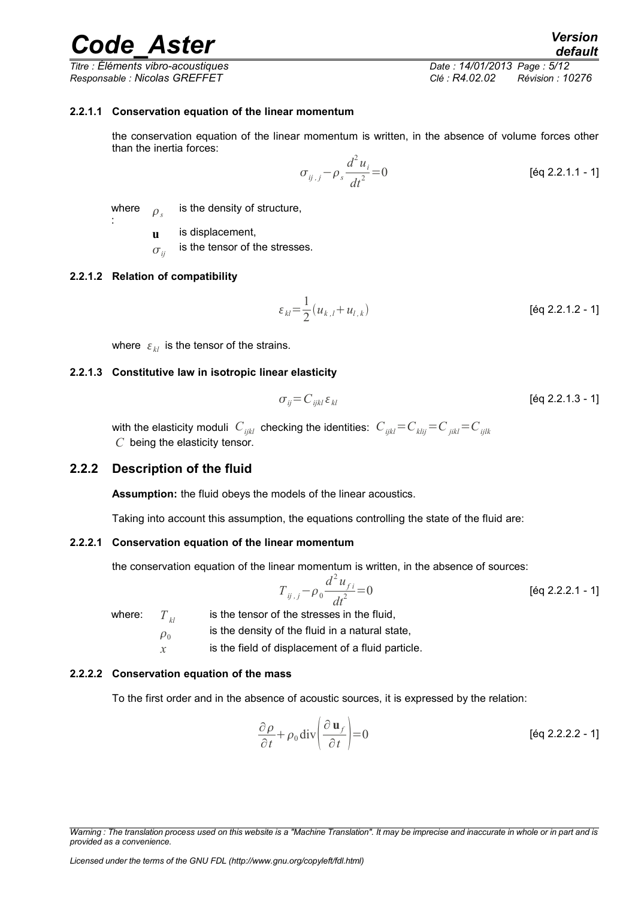#### 2.2.1.1 Conservation equation of the linear momentum

the conservation equation of the linear momentum is written, in the absence of volume forces other than the inertia forces:

$$\sigma_{ij,j} - \rho_s \frac{d^2 u_i}{dt^2} = 0 \qquad \text{[éq 2.2.1.1 - 1]}$$

where : $\rho_s$ is the density of structure,

$\mathbf{u}$ is displacement,

$\sigma_{ij}$ is the tensor of the stresses.

#### 2.2.1.2 Relation of compatibility

$$\varepsilon_{kl} = \frac{1}{2}(u_{k,l} + u_{l,k}) \qquad \text{[éq 2.2.1.2 - 1]}$$

where $\varepsilon_{kl}$ is the tensor of the strains.

#### 2.2.1.3 Constitutive law in isotropic linear elasticity

$$\sigma_{ij} = C_{ijkl} \varepsilon_{kl} \qquad \text{[éq 2.2.1.3 - 1]}$$

with the elasticity moduli $C_{ijkl}$ checking the identities: $C_{ijkl} = C_{klij} = C_{jikl} = C_{ijlk}$
$C$ being the elasticity tensor.

### 2.2.2 Description of the fluid

**Assumption:** the fluid obeys the models of the linear acoustics.

Taking into account this assumption, the equations controlling the state of the fluid are:

#### 2.2.2.1 Conservation equation of the linear momentum

the conservation equation of the linear momentum is written, in the absence of sources:

$$T_{ij,j} - \rho_0 \frac{d^2 u_{fi}}{dt^2} = 0 \qquad \text{[éq 2.2.2.1 - 1]}$$

where: $T_{kl}$ is the tensor of the stresses in the fluid,

$\rho_0$ is the density of the fluid in a natural state,

$x$ is the field of displacement of a fluid particle.

#### 2.2.2.2 Conservation equation of the mass

To the first order and in the absence of acoustic sources, it is expressed by the relation:

$$\frac{\partial \rho}{\partial t} + \rho_0 \operatorname{div}\left(\frac{\partial \mathbf{u}_f}{\partial t}\right) = 0 \qquad \text{[éq 2.2.2.2 - 1]}$$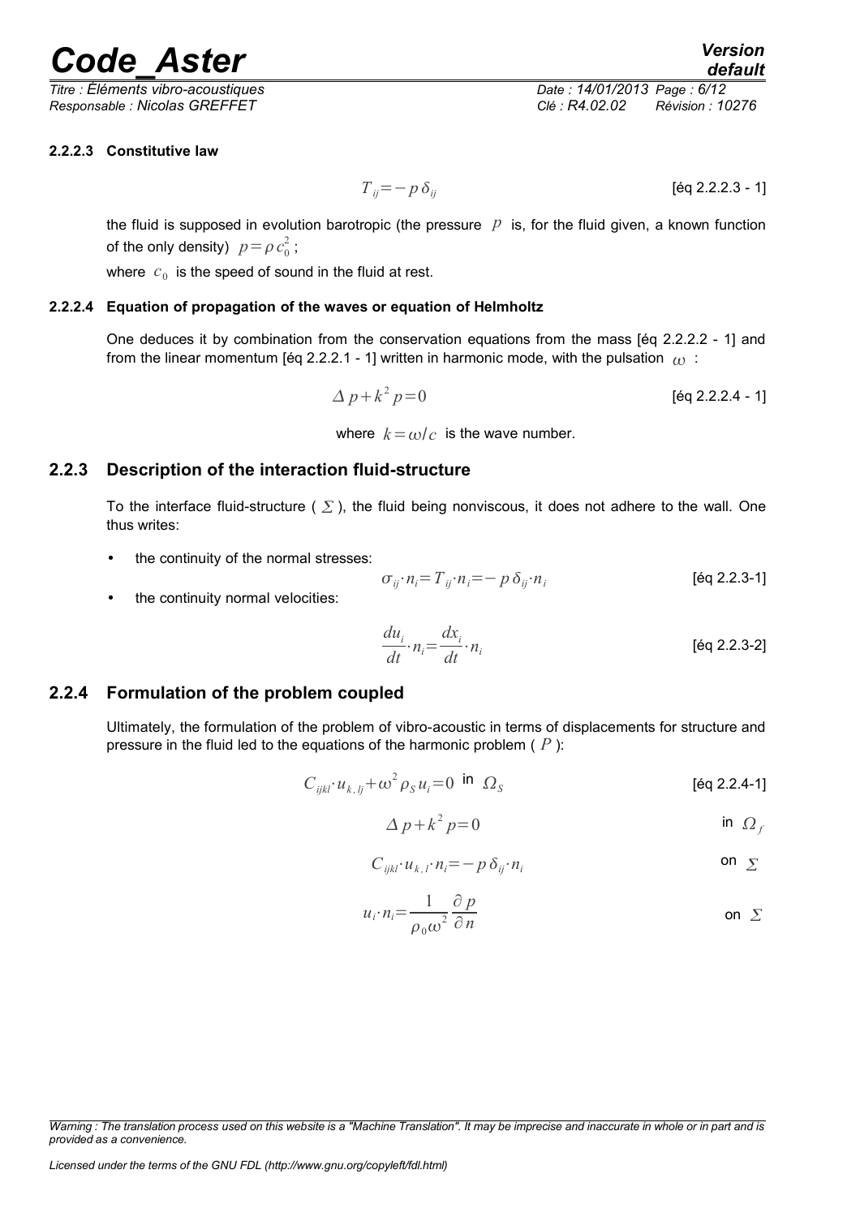#### 2.2.2.3 Constitutive law

$$T_{ij} = -p\,\delta_{ij}$$ [éq 2.2.2.3 - 1]

the fluid is supposed in evolution barotropic (the pressure $p$ is, for the fluid given, a known function of the only density) $p = \rho c_0^2$ ;

where $c_0$ is the speed of sound in the fluid at rest.

#### 2.2.2.4 Equation of propagation of the waves or equation of Helmholtz

One deduces it by combination from the conservation equations from the mass [éq 2.2.2.2 - 1] and from the linear momentum [éq 2.2.2.1 - 1] written in harmonic mode, with the pulsation $\omega$ :

$$\Delta p + k^2 p = 0$$ [éq 2.2.2.4 - 1]

where $k = \omega / c$ is the wave number.

### 2.2.3 Description of the interaction fluid-structure

To the interface fluid-structure ( $\Sigma$ ), the fluid being nonviscous, it does not adhere to the wall. One thus writes:

- the continuity of the normal stresses:

$$\sigma_{ij} \cdot n_i = T_{ij} \cdot n_i = -p\,\delta_{ij} \cdot n_i$$ [éq 2.2.3-1]

- the continuity normal velocities:

$$\frac{du_i}{dt} \cdot n_i = \frac{dx_i}{dt} \cdot n_i$$ [éq 2.2.3-2]

### 2.2.4 Formulation of the problem coupled

Ultimately, the formulation of the problem of vibro-acoustic in terms of displacements for structure and pressure in the fluid led to the equations of the harmonic problem ( $P$ ):

$$C_{ijkl} \cdot u_{k,lj} + \omega^2 \rho_S u_i = 0 \text{ in } \Omega_S$$ [éq 2.2.4-1]

$$\Delta p + k^2 p = 0 \quad \text{in } \Omega_f$$

$$C_{ijkl} \cdot u_{k,l} \cdot n_i = -p\,\delta_{ij} \cdot n_i \quad \text{on } \Sigma$$

$$u_i \cdot n_i = \frac{1}{\rho_0 \omega^2} \frac{\partial p}{\partial n} \quad \text{on } \Sigma$$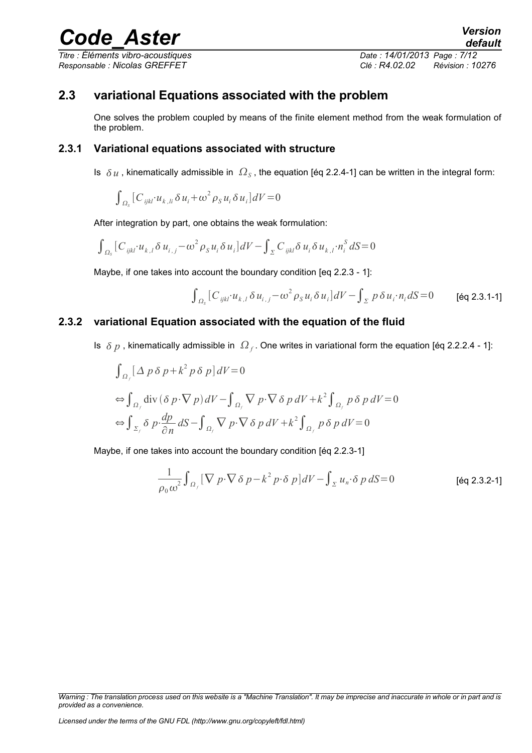## 2.3 variational Equations associated with the problem

One solves the problem coupled by means of the finite element method from the weak formulation of the problem.

### 2.3.1 Variational equations associated with structure

Is $\delta u$ , kinematically admissible in $\Omega_S$ , the equation [éq 2.2.4-1] can be written in the integral form:

$$\int_{\Omega_s} [C_{ijkl} \cdot u_{k,li} \delta u_i + \omega^2 \rho_S u_i \delta u_i] dV = 0$$

After integration by part, one obtains the weak formulation:

$$\int_{\Omega_s} [C_{ijkl} \cdot u_{k,l} \delta u_{i,j} - \omega^2 \rho_S u_i \delta u_i] dV - \int_{\Sigma} C_{ijkl} \delta u_i \delta u_{k,l} \cdot n_i^S dS = 0$$

Maybe, if one takes into account the boundary condition [eq 2.2.3 - 1]:

$$\int_{\Omega_s} [C_{ijkl} \cdot u_{k,l} \delta u_{i,j} - \omega^2 \rho_S u_i \delta u_i] dV - \int_{\Sigma} p \delta u_i \cdot n_i dS = 0 \qquad \text{[éq 2.3.1-1]}$$

### 2.3.2 variational Equation associated with the equation of the fluid

Is $\delta p$ , kinematically admissible in $\Omega_f$ . One writes in variational form the equation [éq 2.2.2.4 - 1]:

$$\int_{\Omega_f} [\Delta p \delta p + k^2 p \delta p] dV = 0$$

$$\Leftrightarrow \int_{\Omega_f} \text{div}(\delta p \cdot \nabla p) dV - \int_{\Omega_f} \nabla p \cdot \nabla \delta p \, dV + k^2 \int_{\Omega_f} p \delta p \, dV = 0$$

$$\Leftrightarrow \int_{\Sigma_f} \delta p \cdot \frac{dp}{\partial n} dS - \int_{\Omega_f} \nabla p \cdot \nabla \delta p \, dV + k^2 \int_{\Omega_f} p \delta p \, dV = 0$$

Maybe, if one takes into account the boundary condition [éq 2.2.3-1]

$$\frac{1}{\rho_0 \omega^2} \int_{\Omega_f} [\nabla p \cdot \nabla \delta p - k^2 p \cdot \delta p] dV - \int_{\Sigma} u_n \cdot \delta p \, dS = 0 \qquad \text{[éq 2.3.2-1]}$$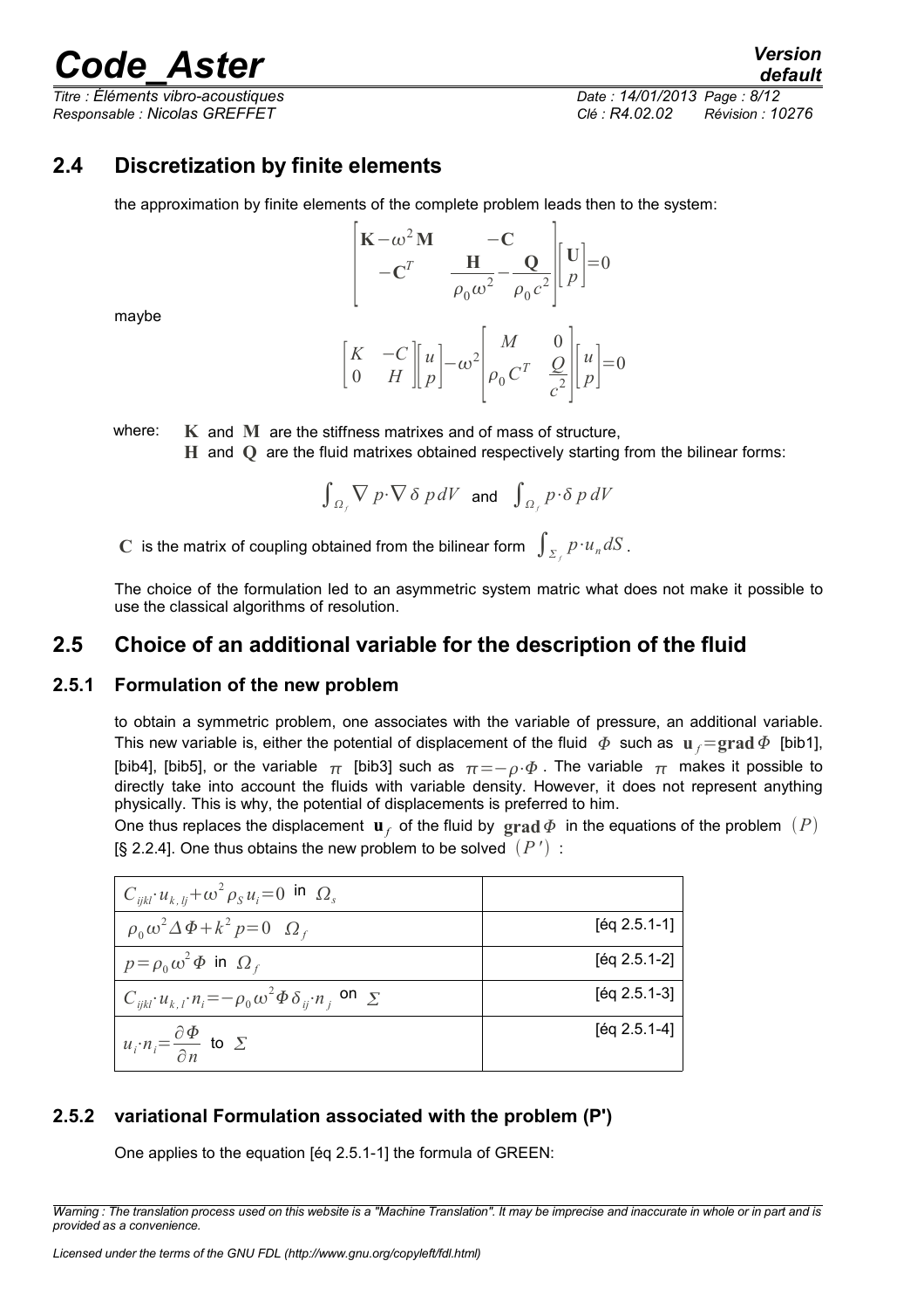## 2.4 Discretization by finite elements

the approximation by finite elements of the complete problem leads then to the system:

$$\begin{bmatrix} \mathbf{K}-\omega^2\mathbf{M} & -\mathbf{C} \\ -\mathbf{C}^T & \dfrac{\mathbf{H}}{\rho_0\omega^2}-\dfrac{\mathbf{Q}}{\rho_0 c^2} \end{bmatrix} \begin{bmatrix} \mathbf{U} \\ p \end{bmatrix} = 0$$

maybe

$$\begin{bmatrix} K & -C \\ 0 & H \end{bmatrix} \begin{bmatrix} u \\ p \end{bmatrix} - \omega^2 \begin{bmatrix} M & 0 \\ \rho_0 C^T & \dfrac{Q}{c^2} \end{bmatrix} \begin{bmatrix} u \\ p \end{bmatrix} = 0$$

where: $\mathbf{K}$ and $\mathbf{M}$ are the stiffness matrixes and of mass of structure,
$\mathbf{H}$ and $\mathbf{Q}$ are the fluid matrixes obtained respectively starting from the bilinear forms:

$$\int_{\Omega_f} \nabla p \cdot \nabla \delta p \, dV \quad \text{and} \quad \int_{\Omega_f} p \cdot \delta p \, dV$$

$\mathbf{C}$ is the matrix of coupling obtained from the bilinear form $\int_{\Sigma_f} p \cdot u_n \, dS$.

The choice of the formulation led to an asymmetric system matric what does not make it possible to use the classical algorithms of resolution.

## 2.5 Choice of an additional variable for the description of the fluid

### 2.5.1 Formulation of the new problem

to obtain a symmetric problem, one associates with the variable of pressure, an additional variable. This new variable is, either the potential of displacement of the fluid $\Phi$ such as $\mathbf{u}_f = \mathbf{grad}\,\Phi$ [bib1], [bib4], [bib5], or the variable $\pi$ [bib3] such as $\pi = -\rho \cdot \Phi$. The variable $\pi$ makes it possible to directly take into account the fluids with variable density. However, it does not represent anything physically. This is why, the potential of displacements is preferred to him.

One thus replaces the displacement $\mathbf{u}_f$ of the fluid by $\mathbf{grad}\,\Phi$ in the equations of the problem $(P)$ [§ 2.2.4]. One thus obtains the new problem to be solved $(P')$ :

| | |
|---|---|
| $C_{ijkl} \cdot u_{k,lj} + \omega^2 \rho_S u_i = 0$ in $\Omega_s$ | |
| $\rho_0 \omega^2 \Delta \Phi + k^2 p = 0 \quad \Omega_f$ | [éq 2.5.1-1] |
| $p = \rho_0 \omega^2 \Phi$ in $\Omega_f$ | [éq 2.5.1-2] |
| $C_{ijkl} \cdot u_{k,l} \cdot n_i = -\rho_0 \omega^2 \Phi \delta_{ij} \cdot n_j$ on $\Sigma$ | [éq 2.5.1-3] |
| $u_i \cdot n_i = \dfrac{\partial \Phi}{\partial n}$ to $\Sigma$ | [éq 2.5.1-4] |

### 2.5.2 variational Formulation associated with the problem (P')

One applies to the equation [éq 2.5.1-1] the formula of GREEN: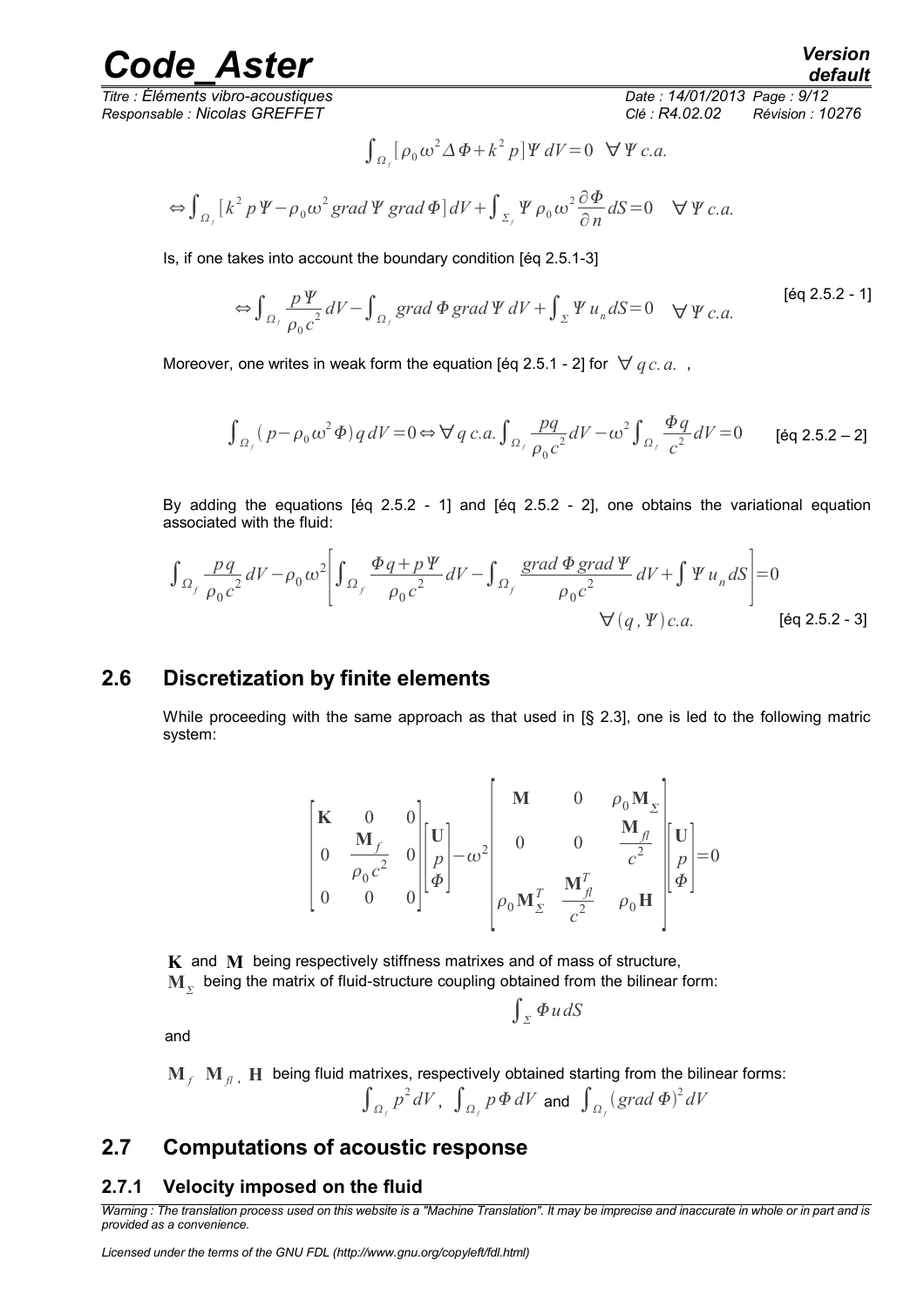$$\int_{\Omega_f} [\rho_0 \omega^2 \Delta \Phi + k^2 p] \Psi \, dV = 0 \quad \forall \Psi \; c.a.$$

$$\Leftrightarrow \int_{\Omega_f} [k^2 p \Psi - \rho_0 \omega^2 \, grad \, \Psi \, grad \, \Phi] dV + \int_{\Sigma_f} \Psi \, \rho_0 \omega^2 \frac{\partial \Phi}{\partial n} dS = 0 \quad \forall \Psi \; c.a.$$

Is, if one takes into account the boundary condition [éq 2.5.1-3]

$$\Leftrightarrow \int_{\Omega_f} \frac{p \Psi}{\rho_0 c^2} dV - \int_{\Omega_f} grad \, \Phi \, grad \, \Psi \, dV + \int_{\Sigma} \Psi \, u_n dS = 0 \quad \forall \Psi \; c.a. \qquad \text{[éq 2.5.2 - 1]}$$

Moreover, one writes in weak form the equation [éq 2.5.1 - 2] for $\forall \, q \, c.a.$ ,

$$\int_{\Omega_f} (p - \rho_0 \omega^2 \Phi) q \, dV = 0 \Leftrightarrow \forall q \; c.a. \int_{\Omega_f} \frac{pq}{\rho_0 c^2} dV - \omega^2 \int_{\Omega_f} \frac{\Phi q}{c^2} dV = 0 \qquad \text{[éq 2.5.2 – 2]}$$

By adding the equations [éq 2.5.2 - 1] and [éq 2.5.2 - 2], one obtains the variational equation associated with the fluid:

$$\int_{\Omega_f} \frac{pq}{\rho_0 c^2} dV - \rho_0 \omega^2 \left[ \int_{\Omega_f} \frac{\Phi q + p \Psi}{\rho_0 c^2} dV - \int_{\Omega_f} \frac{grad \, \Phi \, grad \, \Psi}{\rho_0 c^2} dV + \int \Psi \, u_n dS \right] = 0$$

$$\forall (q, \Psi) \; c.a. \qquad \text{[éq 2.5.2 - 3]}$$

## 2.6 Discretization by finite elements

While proceeding with the same approach as that used in [§ 2.3], one is led to the following matric system:

$$\begin{bmatrix} \mathbf{K} & 0 & 0 \\ 0 & \dfrac{\mathbf{M}_f}{\rho_0 c^2} & 0 \\ 0 & 0 & 0 \end{bmatrix} \begin{bmatrix} \mathbf{U} \\ p \\ \Phi \end{bmatrix} - \omega^2 \begin{bmatrix} \mathbf{M} & 0 & \rho_0 \mathbf{M}_{\Sigma} \\ 0 & 0 & \dfrac{\mathbf{M}_{fl}}{c^2} \\ \rho_0 \mathbf{M}_{\Sigma}^T & \dfrac{\mathbf{M}_{fl}^T}{c^2} & \rho_0 \mathbf{H} \end{bmatrix} \begin{bmatrix} \mathbf{U} \\ p \\ \Phi \end{bmatrix} = 0$$

$\mathbf{K}$ and $\mathbf{M}$ being respectively stiffness matrixes and of mass of structure,

$\mathbf{M}_{\Sigma}$ being the matrix of fluid-structure coupling obtained from the bilinear form:

$$\int_{\Sigma} \Phi \, u \, dS$$

and

$\mathbf{M}_f$ $\mathbf{M}_{fl}$, $\mathbf{H}$ being fluid matrixes, respectively obtained starting from the bilinear forms:

$$\int_{\Omega_f} p^2 dV, \; \int_{\Omega_f} p \Phi \, dV \text{ and } \int_{\Omega_f} (grad \, \Phi)^2 dV$$

## 2.7 Computations of acoustic response

### 2.7.1 Velocity imposed on the fluid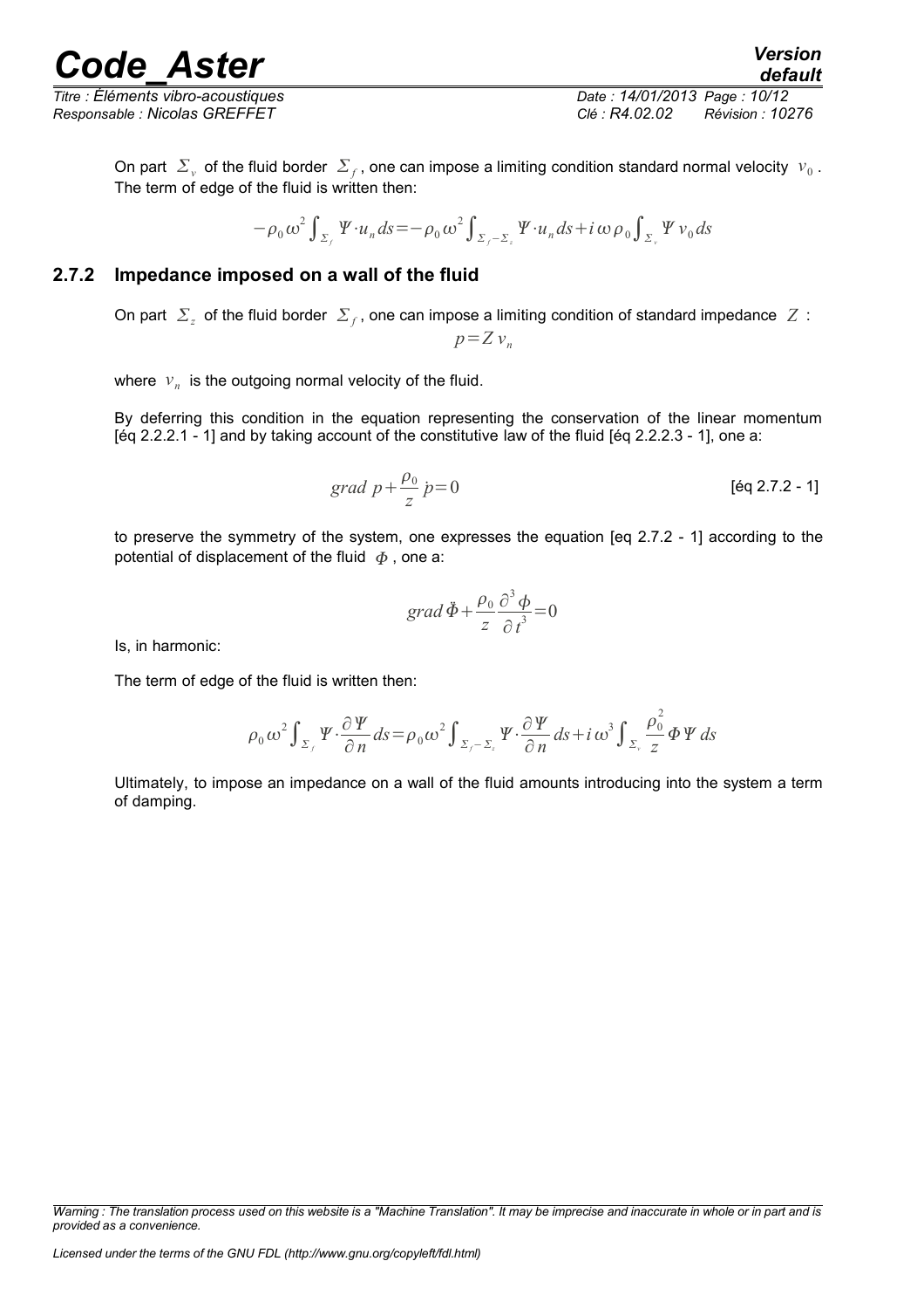On part $\Sigma_v$ of the fluid border $\Sigma_f$, one can impose a limiting condition standard normal velocity $v_0$. The term of edge of the fluid is written then:

$$-\rho_0 \omega^2 \int_{\Sigma_f} \Psi \cdot u_n ds = -\rho_0 \omega^2 \int_{\Sigma_f - \Sigma_z} \Psi \cdot u_n ds + i \omega \rho_0 \int_{\Sigma_v} \Psi v_0 ds$$

### 2.7.2 Impedance imposed on a wall of the fluid

On part $\Sigma_z$ of the fluid border $\Sigma_f$, one can impose a limiting condition of standard impedance $Z$:

$$p = Z v_n$$

where $v_n$ is the outgoing normal velocity of the fluid.

By deferring this condition in the equation representing the conservation of the linear momentum [éq 2.2.2.1 - 1] and by taking account of the constitutive law of the fluid [éq 2.2.2.3 - 1], one a:

$$grad\ p + \frac{\rho_0}{z} \dot{p} = 0 \qquad \text{[éq 2.7.2 - 1]}$$

to preserve the symmetry of the system, one expresses the equation [eq 2.7.2 - 1] according to the potential of displacement of the fluid $\Phi$, one a:

$$grad\, \ddot{\Phi} + \frac{\rho_0}{z} \frac{\partial^3 \phi}{\partial t^3} = 0$$

Is, in harmonic:

The term of edge of the fluid is written then:

$$\rho_0 \omega^2 \int_{\Sigma_f} \Psi \cdot \frac{\partial \Psi}{\partial n} ds = \rho_0 \omega^2 \int_{\Sigma_f - \Sigma_z} \Psi \cdot \frac{\partial \Psi}{\partial n} ds + i \omega^3 \int_{\Sigma_v} \frac{\rho_0^2}{z} \Phi \Psi ds$$

Ultimately, to impose an impedance on a wall of the fluid amounts introducing into the system a term of damping.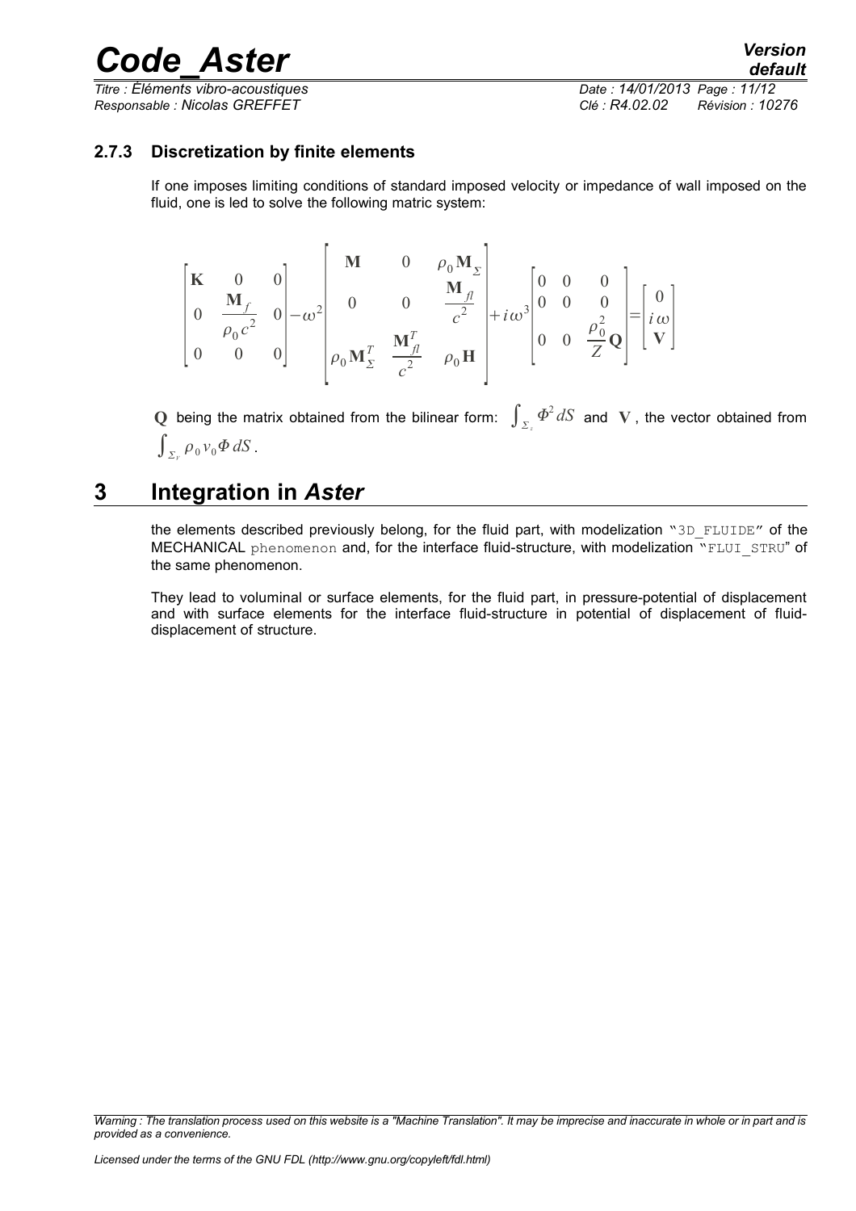### 2.7.3 Discretization by finite elements

If one imposes limiting conditions of standard imposed velocity or impedance of wall imposed on the fluid, one is led to solve the following matric system:

$$\left[\begin{array}{ccc}\mathbf{K} & 0 & 0\\ 0 & \dfrac{\mathbf{M}_f}{\rho_0 c^2} & 0\\ 0 & 0 & 0\end{array}\right]-\omega^2\left[\begin{array}{ccc}\mathbf{M} & 0 & \rho_0 \mathbf{M}_{\Sigma}\\ 0 & 0 & \dfrac{\mathbf{M}_{fl}}{c^2}\\ \rho_0 \mathbf{M}_{\Sigma}^T & \dfrac{\mathbf{M}_{fl}^T}{c^2} & \rho_0 \mathbf{H}\end{array}\right]+i\omega^3\left[\begin{array}{ccc}0 & 0 & 0\\ 0 & 0 & 0\\ 0 & 0 & \dfrac{\rho_0^2}{Z}\mathbf{Q}\end{array}\right]=\left[\begin{array}{c}0\\ i\omega\\ \mathbf{V}\end{array}\right]$$

$\mathbf{Q}$ being the matrix obtained from the bilinear form: $\int_{\Sigma_z} \Phi^2 \, dS$ and $\mathbf{V}$, the vector obtained from $\int_{\Sigma_v} \rho_0 v_0 \Phi \, dS$.

# 3 Integration in *Aster*

the elements described previously belong, for the fluid part, with modelization "3D_FLUIDE" of the MECHANICAL phenomenon and, for the interface fluid-structure, with modelization "FLUI_STRU" of the same phenomenon.

They lead to voluminal or surface elements, for the fluid part, in pressure-potential of displacement and with surface elements for the interface fluid-structure in potential of displacement of fluid-displacement of structure.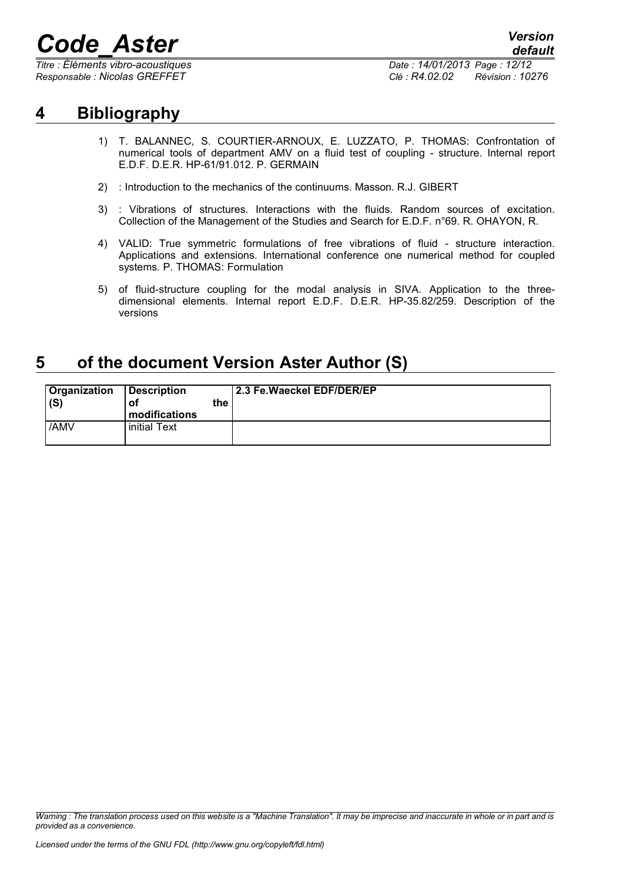# 4 Bibliography

1) T. BALANNEC, S. COURTIER-ARNOUX, E. LUZZATO, P. THOMAS: Confrontation of numerical tools of department AMV on a fluid test of coupling - structure. Internal report E.D.F. D.E.R. HP-61/91.012. P. GERMAIN

2) : Introduction to the mechanics of the continuums. Masson. R.J. GIBERT

3) : Vibrations of structures. Interactions with the fluids. Random sources of excitation. Collection of the Management of the Studies and Search for E.D.F. n°69. R. OHAYON, R.

4) VALID: True symmetric formulations of free vibrations of fluid - structure interaction. Applications and extensions. International conference one numerical method for coupled systems. P. THOMAS: Formulation

5) of fluid-structure coupling for the modal analysis in SIVA. Application to the three-dimensional elements. Internal report E.D.F. D.E.R. HP-35.82/259. Description of the versions

# 5 of the document Version Aster Author (S)

| Organization (S) | Description of the modifications | 2.3 Fe.Waeckel EDF/DER/EP |
|---|---|---|
| /AMV | initial Text | |